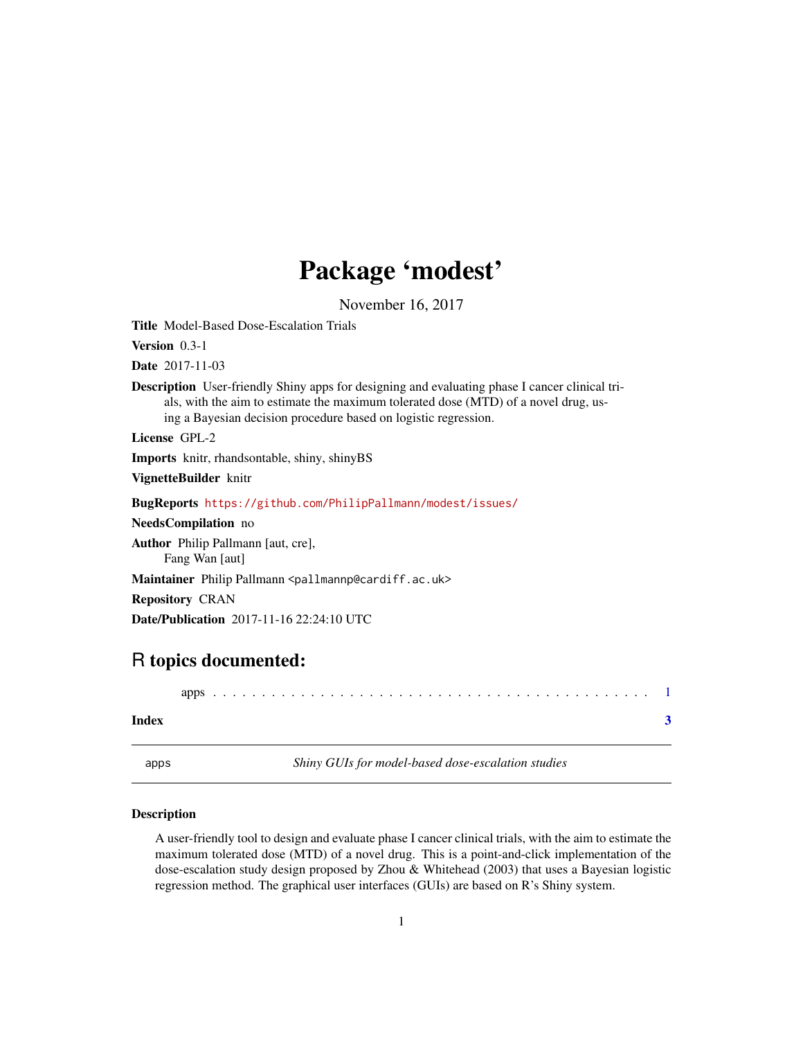# Package 'modest'

November 16, 2017

**Title** Model-Based Dose-Escalation Trials

**Version** 0.3-1

**Date** 2017-11-03

**Description** User-friendly Shiny apps for designing and evaluating phase I cancer clinical trials, with the aim to estimate the maximum tolerated dose (MTD) of a novel drug, using a Bayesian decision procedure based on logistic regression.

**License** GPL-2

**Imports** knitr, rhandsontable, shiny, shinyBS

**VignetteBuilder** knitr

**BugReports** https://github.com/PhilipPallmann/modest/issues/

**NeedsCompilation** no

**Author** Philip Pallmann [aut, cre], Fang Wan [aut]

**Maintainer** Philip Pallmann <pallmannp@cardiff.ac.uk>

**Repository** CRAN

**Date/Publication** 2017-11-16 22:24:10 UTC

## R topics documented:

apps . . . . . . . . . . . . . . . . . . . . . . . . . . . . . . . . . . . . . . . . . . . . 1

**Index** **3**

---

apps *Shiny GUIs for model-based dose-escalation studies*

---

### Description

A user-friendly tool to design and evaluate phase I cancer clinical trials, with the aim to estimate the maximum tolerated dose (MTD) of a novel drug. This is a point-and-click implementation of the dose-escalation study design proposed by Zhou & Whitehead (2003) that uses a Bayesian logistic regression method. The graphical user interfaces (GUIs) are based on R's Shiny system.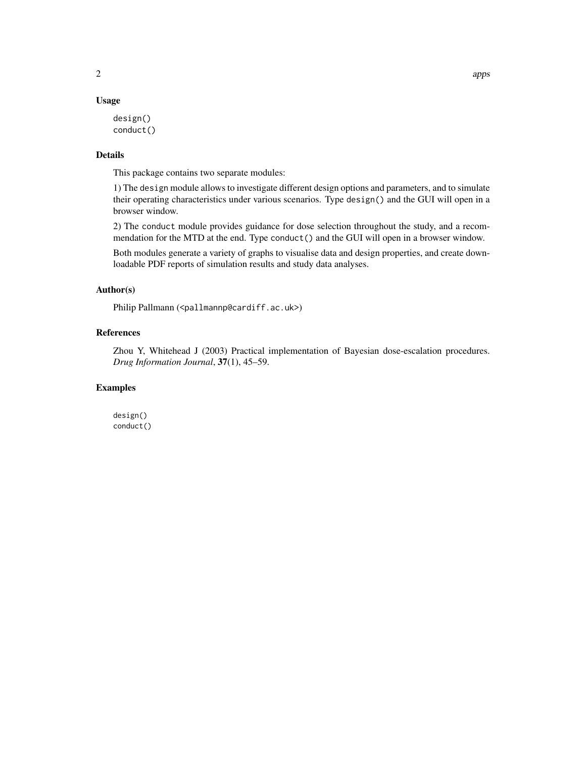## Usage

```
design()
conduct()
```

## Details

This package contains two separate modules:

1) The `design` module allows to investigate different design options and parameters, and to simulate their operating characteristics under various scenarios. Type `design()` and the GUI will open in a browser window.

2) The `conduct` module provides guidance for dose selection throughout the study, and a recommendation for the MTD at the end. Type `conduct()` and the GUI will open in a browser window.

Both modules generate a variety of graphs to visualise data and design properties, and create downloadable PDF reports of simulation results and study data analyses.

## Author(s)

Philip Pallmann (<pallmannp@cardiff.ac.uk>)

## References

Zhou Y, Whitehead J (2003) Practical implementation of Bayesian dose-escalation procedures. *Drug Information Journal*, **37**(1), 45–59.

## Examples

```
design()
conduct()
```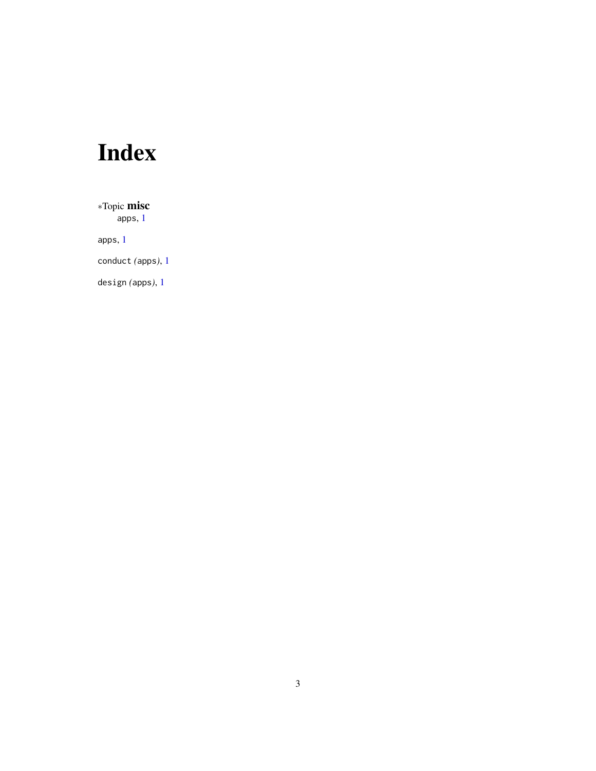# Index

*Topic **misc**
    apps, 1

apps, 1

conduct *(*apps*)*, 1

design *(*apps*)*, 1